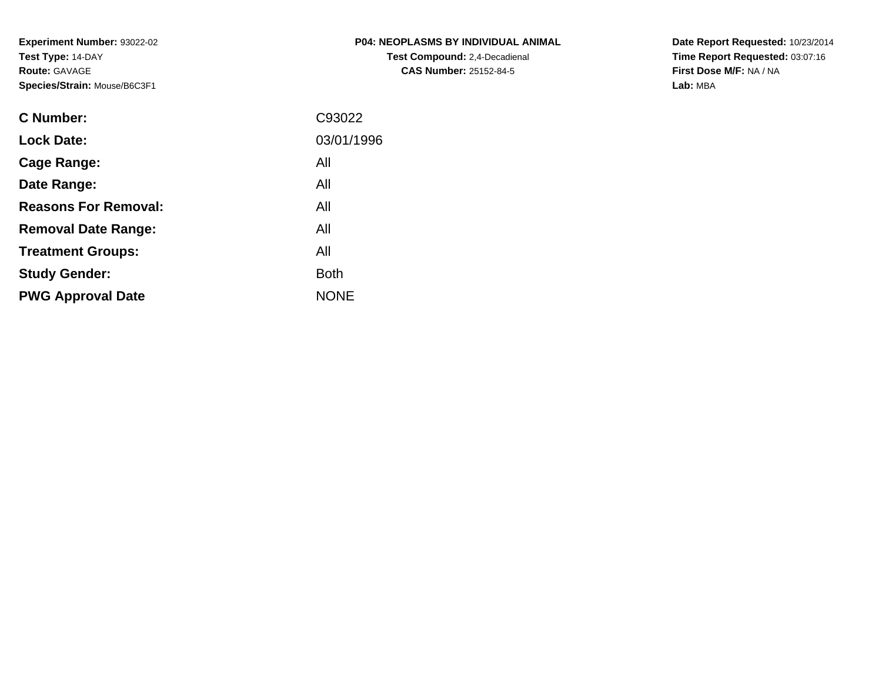**Experiment Number:** 93022-02
**Test Type:** 14-DAY
**Route:** GAVAGE
**Species/Strain:** Mouse/B6C3F1

**P04: NEOPLASMS BY INDIVIDUAL ANIMAL**
**Test Compound:** 2,4-Decadienal
**CAS Number:** 25152-84-5

**Date Report Requested:** 10/23/2014
**Time Report Requested:** 03:07:16
**First Dose M/F:** NA / NA
**Lab:** MBA

| | |
|---|---|
| **C Number:** | C93022 |
| **Lock Date:** | 03/01/1996 |
| **Cage Range:** | All |
| **Date Range:** | All |
| **Reasons For Removal:** | All |
| **Removal Date Range:** | All |
| **Treatment Groups:** | All |
| **Study Gender:** | Both |
| **PWG Approval Date** | NONE |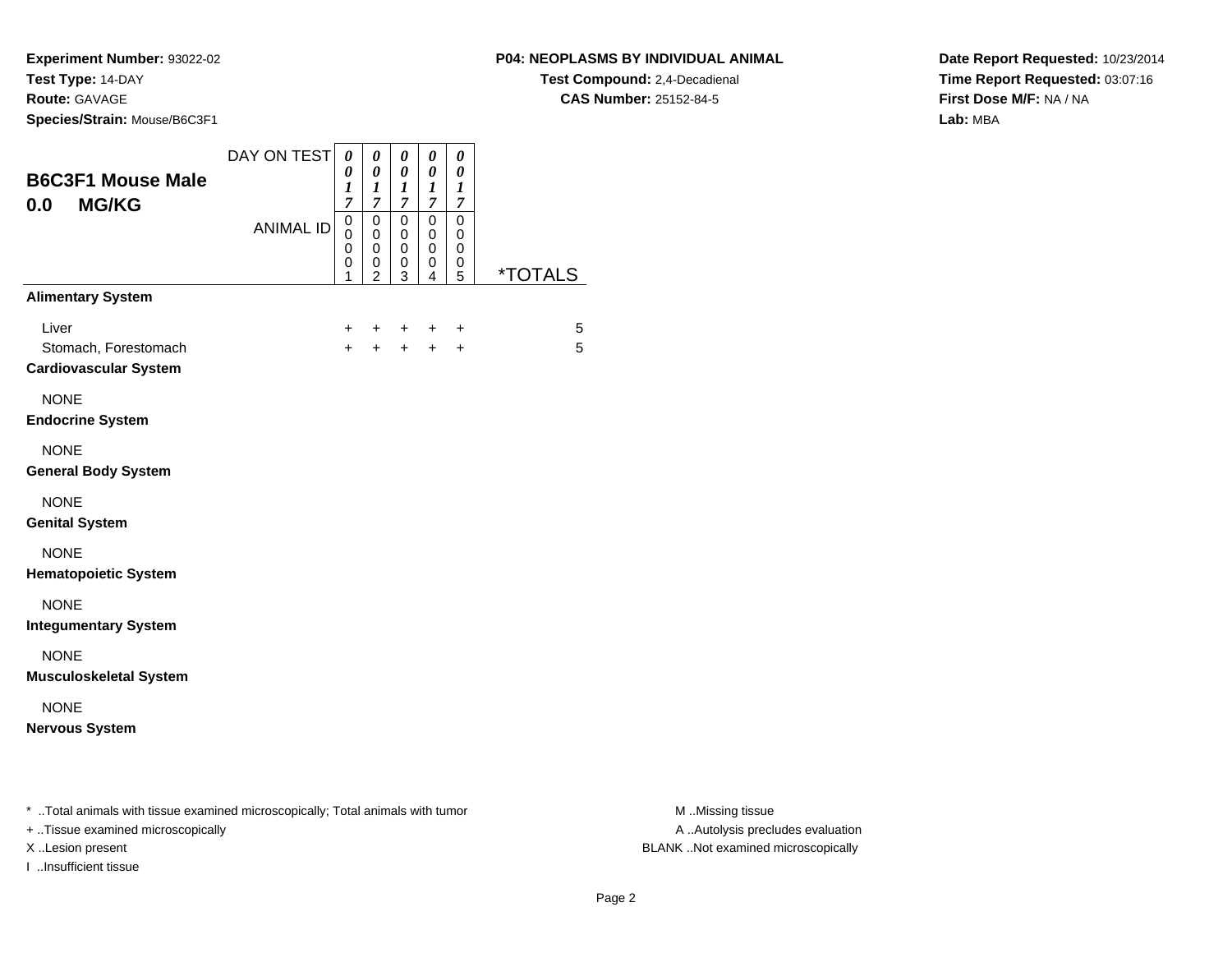**Experiment Number:** 93022-02
**Test Type:** 14-DAY
**Route:** GAVAGE
**Species/Strain:** Mouse/B6C3F1

**P04: NEOPLASMS BY INDIVIDUAL ANIMAL**
**Test Compound:** 2,4-Decadienal
**CAS Number:** 25152-84-5

**Date Report Requested:** 10/23/2014
**Time Report Requested:** 03:07:16
**First Dose M/F:** NA / NA
**Lab:** MBA

## B6C3F1 Mouse Male 0.0 MG/KG

| DAY ON TEST | 0017 | 0017 | 0017 | 0017 | 0017 | |
|---|---|---|---|---|---|---|
| ANIMAL ID | 00001 | 00002 | 00003 | 00004 | 00005 | *TOTALS |
| **Alimentary System** | | | | | | |
| Liver | + | + | + | + | + | 5 |
| Stomach, Forestomach | + | + | + | + | + | 5 |
| **Cardiovascular System** | | | | | | |
| NONE | | | | | | |
| **Endocrine System** | | | | | | |
| NONE | | | | | | |
| **General Body System** | | | | | | |
| NONE | | | | | | |
| **Genital System** | | | | | | |
| NONE | | | | | | |
| **Hematopoietic System** | | | | | | |
| NONE | | | | | | |
| **Integumentary System** | | | | | | |
| NONE | | | | | | |
| **Musculoskeletal System** | | | | | | |
| NONE | | | | | | |
| **Nervous System** | | | | | | |

* ..Total animals with tissue examined microscopically; Total animals with tumor
+ ..Tissue examined microscopically
X ..Lesion present
I ..Insufficient tissue

M ..Missing tissue
A ..Autolysis precludes evaluation
BLANK ..Not examined microscopically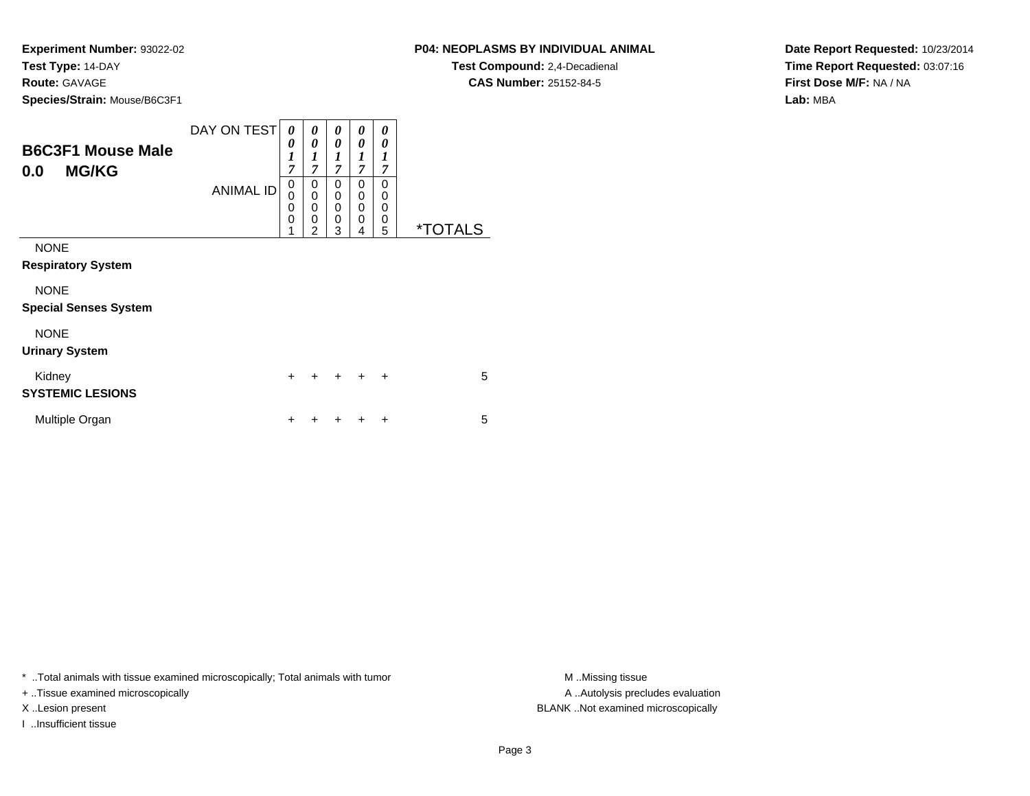**Experiment Number:** 93022-02
**Test Type:** 14-DAY
**Route:** GAVAGE
**Species/Strain:** Mouse/B6C3F1

**P04: NEOPLASMS BY INDIVIDUAL ANIMAL**
**Test Compound:** 2,4-Decadienal
**CAS Number:** 25152-84-5

**Date Report Requested:** 10/23/2014
**Time Report Requested:** 03:07:16
**First Dose M/F:** NA / NA
**Lab:** MBA

## B6C3F1 Mouse Male
## 0.0 MG/KG

| DAY ON TEST | 0017 | 0017 | 0017 | 0017 | 0017 | |
|---|---|---|---|---|---|---|
| ANIMAL ID | 00001 | 00002 | 00003 | 00004 | 00005 | *TOTALS |
| NONE | | | | | | |
| **Respiratory System** | | | | | | |
| NONE | | | | | | |
| **Special Senses System** | | | | | | |
| NONE | | | | | | |
| **Urinary System** | | | | | | |
| Kidney | + | + | + | + | + | 5 |
| **SYSTEMIC LESIONS** | | | | | | |
| Multiple Organ | + | + | + | + | + | 5 |

\* ..Total animals with tissue examined microscopically; Total animals with tumor
+ ..Tissue examined microscopically
X ..Lesion present
I ..Insufficient tissue

M ..Missing tissue
A ..Autolysis precludes evaluation
BLANK ..Not examined microscopically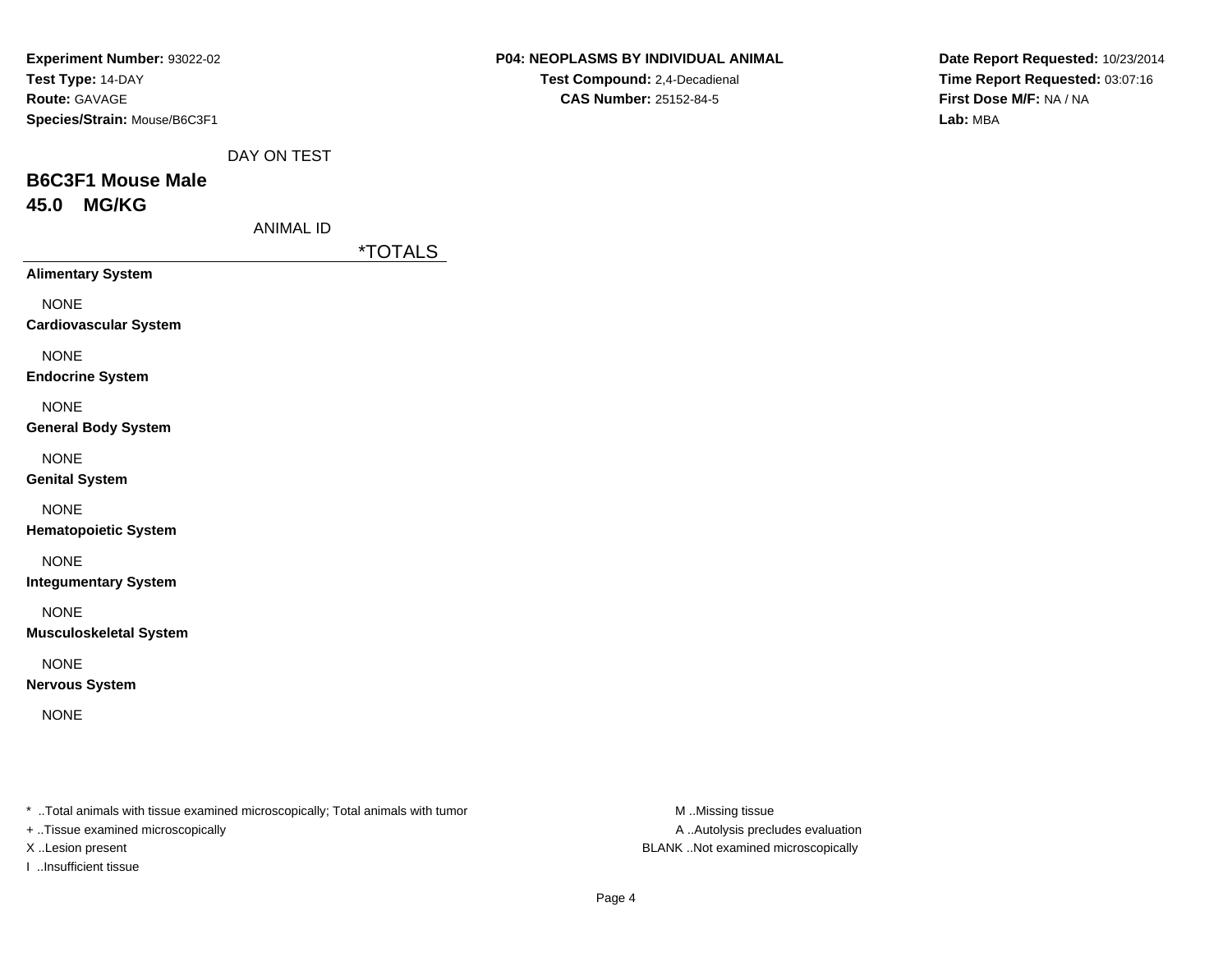**Experiment Number:** 93022-02
**Test Type:** 14-DAY
**Route:** GAVAGE
**Species/Strain:** Mouse/B6C3F1

**P04: NEOPLASMS BY INDIVIDUAL ANIMAL**
**Test Compound:** 2,4-Decadienal
**CAS Number:** 25152-84-5

**Date Report Requested:** 10/23/2014
**Time Report Requested:** 03:07:16
**First Dose M/F:** NA / NA
**Lab:** MBA

DAY ON TEST

## B6C3F1 Mouse Male
## 45.0 MG/KG

ANIMAL ID

| | *TOTALS |
|---|---|
| **Alimentary System** | |
| NONE | |
| **Cardiovascular System** | |
| NONE | |
| **Endocrine System** | |
| NONE | |
| **General Body System** | |
| NONE | |
| **Genital System** | |
| NONE | |
| **Hematopoietic System** | |
| NONE | |
| **Integumentary System** | |
| NONE | |
| **Musculoskeletal System** | |
| NONE | |
| **Nervous System** | |
| NONE | |

* ..Total animals with tissue examined microscopically; Total animals with tumor
+ ..Tissue examined microscopically
X ..Lesion present
I ..Insufficient tissue

M ..Missing tissue
A ..Autolysis precludes evaluation
BLANK ..Not examined microscopically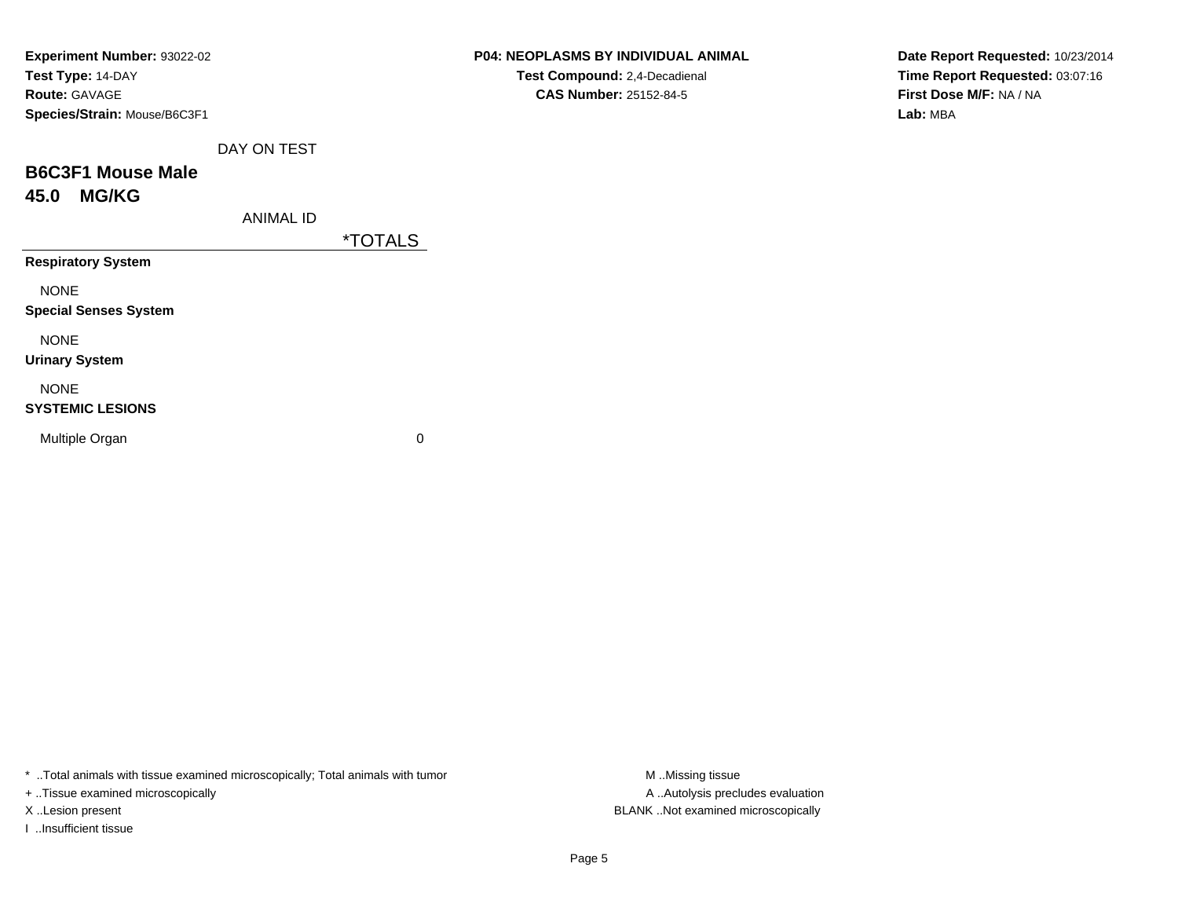**Experiment Number:** 93022-02
**Test Type:** 14-DAY
**Route:** GAVAGE
**Species/Strain:** Mouse/B6C3F1

**P04: NEOPLASMS BY INDIVIDUAL ANIMAL**
**Test Compound:** 2,4-Decadienal
**CAS Number:** 25152-84-5

**Date Report Requested:** 10/23/2014
**Time Report Requested:** 03:07:16
**First Dose M/F:** NA / NA
**Lab:** MBA

## B6C3F1 Mouse Male
## 45.0 MG/KG

| DAY ON TEST / ANIMAL ID | *TOTALS |
|---|---|
| **Respiratory System** | |
| NONE | |
| **Special Senses System** | |
| NONE | |
| **Urinary System** | |
| NONE | |
| **SYSTEMIC LESIONS** | |
| Multiple Organ | 0 |

* ..Total animals with tissue examined microscopically; Total animals with tumor
+ ..Tissue examined microscopically
X ..Lesion present
I ..Insufficient tissue

M ..Missing tissue
A ..Autolysis precludes evaluation
BLANK ..Not examined microscopically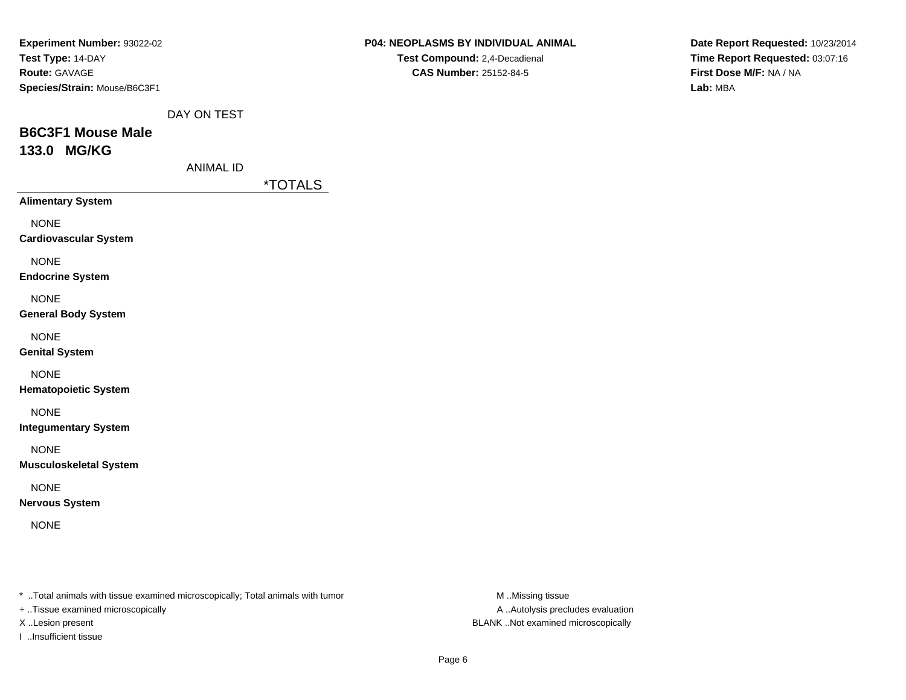**Experiment Number:** 93022-02
**Test Type:** 14-DAY
**Route:** GAVAGE
**Species/Strain:** Mouse/B6C3F1

**P04: NEOPLASMS BY INDIVIDUAL ANIMAL**
**Test Compound:** 2,4-Decadienal
**CAS Number:** 25152-84-5

**Date Report Requested:** 10/23/2014
**Time Report Requested:** 03:07:16
**First Dose M/F:** NA / NA
**Lab:** MBA

DAY ON TEST

## B6C3F1 Mouse Male
## 133.0 MG/KG

ANIMAL ID

| | *TOTALS |
|---|---|
| **Alimentary System** | |
| NONE | |
| **Cardiovascular System** | |
| NONE | |
| **Endocrine System** | |
| NONE | |
| **General Body System** | |
| NONE | |
| **Genital System** | |
| NONE | |
| **Hematopoietic System** | |
| NONE | |
| **Integumentary System** | |
| NONE | |
| **Musculoskeletal System** | |
| NONE | |
| **Nervous System** | |
| NONE | |

* ..Total animals with tissue examined microscopically; Total animals with tumor
+ ..Tissue examined microscopically
X ..Lesion present
I ..Insufficient tissue

M ..Missing tissue
A ..Autolysis precludes evaluation
BLANK ..Not examined microscopically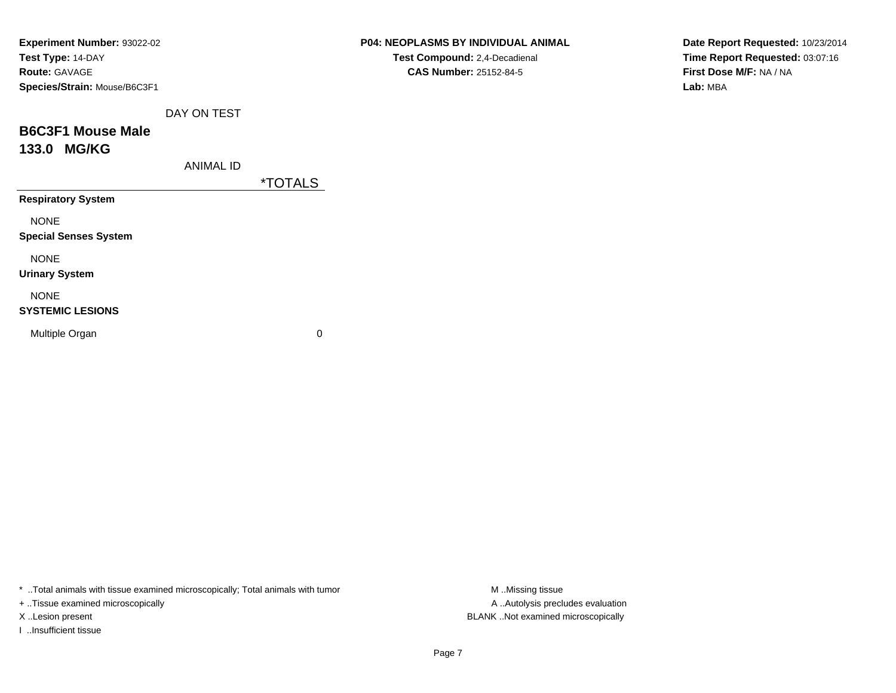**Experiment Number:** 93022-02
**Test Type:** 14-DAY
**Route:** GAVAGE
**Species/Strain:** Mouse/B6C3F1

**P04: NEOPLASMS BY INDIVIDUAL ANIMAL**
**Test Compound:** 2,4-Decadienal
**CAS Number:** 25152-84-5

**Date Report Requested:** 10/23/2014
**Time Report Requested:** 03:07:16
**First Dose M/F:** NA / NA
**Lab:** MBA

DAY ON TEST

## B6C3F1 Mouse Male
## 133.0 MG/KG

ANIMAL ID

| | *TOTALS |
|---|---|
| **Respiratory System** | |
| NONE | |
| **Special Senses System** | |
| NONE | |
| **Urinary System** | |
| NONE | |
| **SYSTEMIC LESIONS** | |
| Multiple Organ | 0 |

* ..Total animals with tissue examined microscopically; Total animals with tumor
+ ..Tissue examined microscopically
X ..Lesion present
I ..Insufficient tissue

M ..Missing tissue
A ..Autolysis precludes evaluation
BLANK ..Not examined microscopically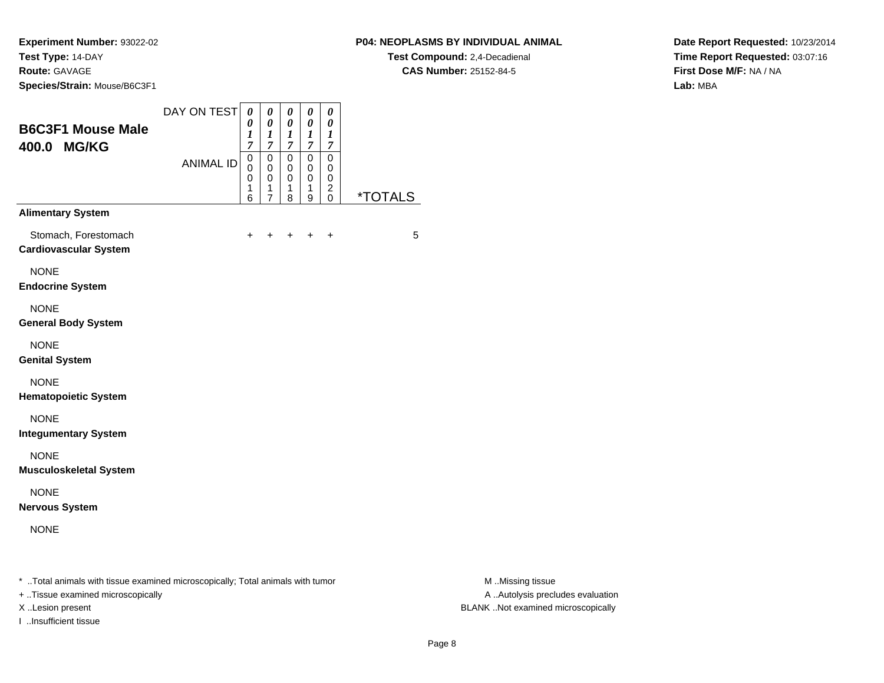**Experiment Number:** 93022-02
**Test Type:** 14-DAY
**Route:** GAVAGE
**Species/Strain:** Mouse/B6C3F1

**P04: NEOPLASMS BY INDIVIDUAL ANIMAL**
**Test Compound:** 2,4-Decadienal
**CAS Number:** 25152-84-5

**Date Report Requested:** 10/23/2014
**Time Report Requested:** 03:07:16
**First Dose M/F:** NA / NA
**Lab:** MBA

## B6C3F1 Mouse Male 400.0 MG/KG

| DAY ON TEST | 0017 | 0017 | 0017 | 0017 | 0017 | |
|---|---|---|---|---|---|---|
| **ANIMAL ID** | 00016 | 00017 | 00018 | 00019 | 00020 | ***TOTALS** |
| **Alimentary System** | | | | | | |
| Stomach, Forestomach | + | + | + | + | + | 5 |
| **Cardiovascular System** | | | | | | |
| NONE | | | | | | |
| **Endocrine System** | | | | | | |
| NONE | | | | | | |
| **General Body System** | | | | | | |
| NONE | | | | | | |
| **Genital System** | | | | | | |
| NONE | | | | | | |
| **Hematopoietic System** | | | | | | |
| NONE | | | | | | |
| **Integumentary System** | | | | | | |
| NONE | | | | | | |
| **Musculoskeletal System** | | | | | | |
| NONE | | | | | | |
| **Nervous System** | | | | | | |
| NONE | | | | | | |

* ..Total animals with tissue examined microscopically; Total animals with tumor
+ ..Tissue examined microscopically
X ..Lesion present
I ..Insufficient tissue

M ..Missing tissue
A ..Autolysis precludes evaluation
BLANK ..Not examined microscopically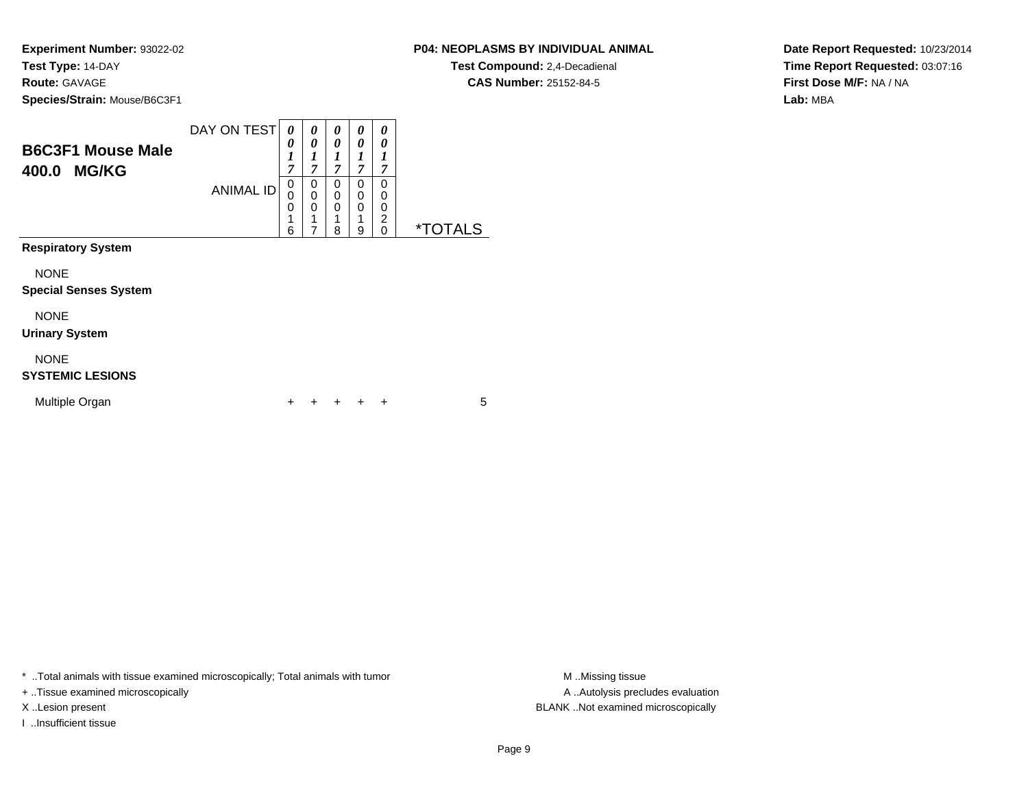**Experiment Number:** 93022-02
**Test Type:** 14-DAY
**Route:** GAVAGE
**Species/Strain:** Mouse/B6C3F1

**P04: NEOPLASMS BY INDIVIDUAL ANIMAL**
**Test Compound:** 2,4-Decadienal
**CAS Number:** 25152-84-5

**Date Report Requested:** 10/23/2014
**Time Report Requested:** 03:07:16
**First Dose M/F:** NA / NA
**Lab:** MBA

## B6C3F1 Mouse Male 400.0 MG/KG

| | | | | | | |
|---|---|---|---|---|---|---|
| DAY ON TEST | 0017 | 0017 | 0017 | 0017 | 0017 | |
| ANIMAL ID | 00016 | 00017 | 00018 | 00019 | 00020 | *TOTALS |
| **Respiratory System** | | | | | | |
| NONE | | | | | | |
| **Special Senses System** | | | | | | |
| NONE | | | | | | |
| **Urinary System** | | | | | | |
| NONE | | | | | | |
| **SYSTEMIC LESIONS** | | | | | | |
| Multiple Organ | + | + | + | + | + | 5 |

* ..Total animals with tissue examined microscopically; Total animals with tumor
+ ..Tissue examined microscopically
X ..Lesion present
I ..Insufficient tissue

M ..Missing tissue
A ..Autolysis precludes evaluation
BLANK ..Not examined microscopically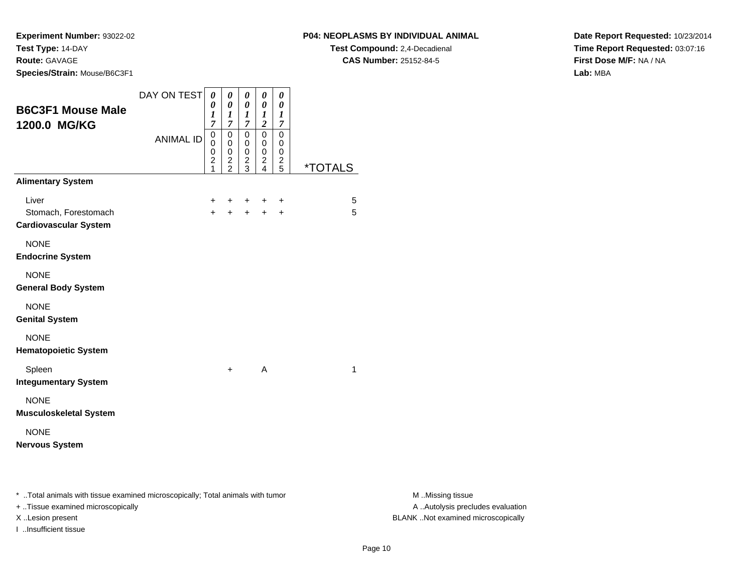**Experiment Number:** 93022-02
**Test Type:** 14-DAY
**Route:** GAVAGE
**Species/Strain:** Mouse/B6C3F1

**P04: NEOPLASMS BY INDIVIDUAL ANIMAL**
**Test Compound:** 2,4-Decadienal
**CAS Number:** 25152-84-5

**Date Report Requested:** 10/23/2014
**Time Report Requested:** 03:07:16
**First Dose M/F:** NA / NA
**Lab:** MBA

## B6C3F1 Mouse Male 1200.0 MG/KG

| DAY ON TEST | 0017 | 0017 | 0017 | 0012 | 0017 | |
|---|---|---|---|---|---|---|
| ANIMAL ID | 00021 | 00022 | 00023 | 00024 | 00025 | *TOTALS |
| **Alimentary System** | | | | | | |
| Liver | + | + | + | + | + | 5 |
| Stomach, Forestomach | + | + | + | + | + | 5 |
| **Cardiovascular System** | | | | | | |
| NONE | | | | | | |
| **Endocrine System** | | | | | | |
| NONE | | | | | | |
| **General Body System** | | | | | | |
| NONE | | | | | | |
| **Genital System** | | | | | | |
| NONE | | | | | | |
| **Hematopoietic System** | | | | | | |
| Spleen | | + | | A | | 1 |
| **Integumentary System** | | | | | | |
| NONE | | | | | | |
| **Musculoskeletal System** | | | | | | |
| NONE | | | | | | |
| **Nervous System** | | | | | | |

* ..Total animals with tissue examined microscopically; Total animals with tumor
+ ..Tissue examined microscopically
X ..Lesion present
I ..Insufficient tissue

M ..Missing tissue
A ..Autolysis precludes evaluation
BLANK ..Not examined microscopically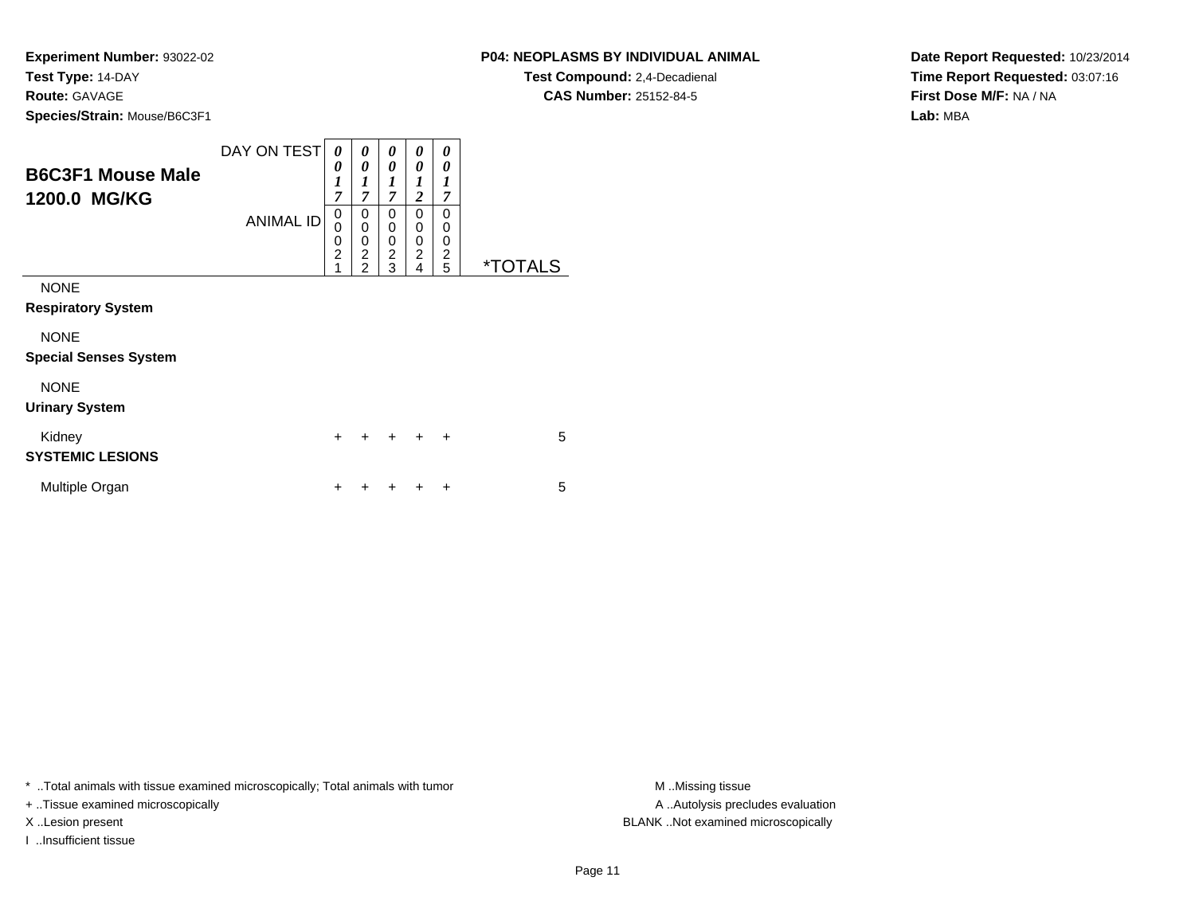**Experiment Number:** 93022-02
**Test Type:** 14-DAY
**Route:** GAVAGE
**Species/Strain:** Mouse/B6C3F1

**P04: NEOPLASMS BY INDIVIDUAL ANIMAL**
**Test Compound:** 2,4-Decadienal
**CAS Number:** 25152-84-5

**Date Report Requested:** 10/23/2014
**Time Report Requested:** 03:07:16
**First Dose M/F:** NA / NA
**Lab:** MBA

## B6C3F1 Mouse Male 1200.0 MG/KG

| DAY ON TEST | 0017 | 0017 | 0017 | 0012 | 0017 | |
|---|---|---|---|---|---|---|
| ANIMAL ID | 00021 | 00022 | 00023 | 00024 | 00025 | *TOTALS |
| NONE | | | | | | |
| **Respiratory System** | | | | | | |
| NONE | | | | | | |
| **Special Senses System** | | | | | | |
| NONE | | | | | | |
| **Urinary System** | | | | | | |
| Kidney | + | + | + | + | + | 5 |
| **SYSTEMIC LESIONS** | | | | | | |
| Multiple Organ | + | + | + | + | + | 5 |

\* ..Total animals with tissue examined microscopically; Total animals with tumor
\+ ..Tissue examined microscopically
X ..Lesion present
I ..Insufficient tissue

M ..Missing tissue
A ..Autolysis precludes evaluation
BLANK ..Not examined microscopically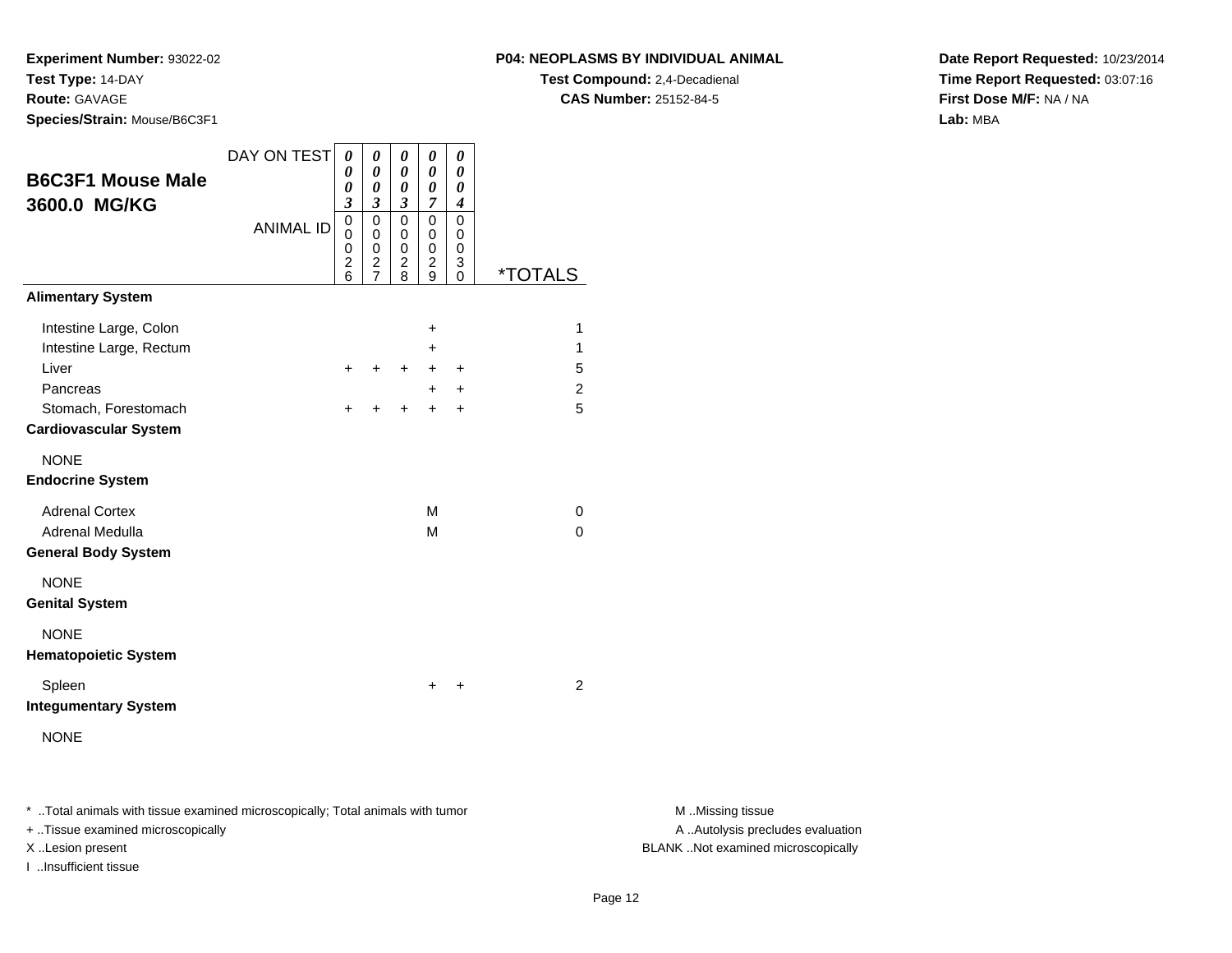**Experiment Number:** 93022-02
**Test Type:** 14-DAY
**Route:** GAVAGE
**Species/Strain:** Mouse/B6C3F1

**P04: NEOPLASMS BY INDIVIDUAL ANIMAL**
**Test Compound:** 2,4-Decadienal
**CAS Number:** 25152-84-5

**Date Report Requested:** 10/23/2014
**Time Report Requested:** 03:07:16
**First Dose M/F:** NA / NA
**Lab:** MBA

## B6C3F1 Mouse Male 3600.0 MG/KG

| DAY ON TEST | 0003 | 0003 | 0003 | 0007 | 0004 | |
|---|---|---|---|---|---|---|
| ANIMAL ID | 00026 | 00027 | 00028 | 00029 | 00030 | *TOTALS |
| **Alimentary System** | | | | | | |
| Intestine Large, Colon | | | | + | | 1 |
| Intestine Large, Rectum | | | | + | | 1 |
| Liver | + | + | + | + | + | 5 |
| Pancreas | | | | + | + | 2 |
| Stomach, Forestomach | + | + | + | + | + | 5 |
| **Cardiovascular System** | | | | | | |
| NONE | | | | | | |
| **Endocrine System** | | | | | | |
| Adrenal Cortex | | | | M | | 0 |
| Adrenal Medulla | | | | M | | 0 |
| **General Body System** | | | | | | |
| NONE | | | | | | |
| **Genital System** | | | | | | |
| NONE | | | | | | |
| **Hematopoietic System** | | | | | | |
| Spleen | | | | + | + | 2 |
| **Integumentary System** | | | | | | |
| NONE | | | | | | |

* ..Total animals with tissue examined microscopically; Total animals with tumor
+ ..Tissue examined microscopically
X ..Lesion present
I ..Insufficient tissue

M ..Missing tissue
A ..Autolysis precludes evaluation
BLANK ..Not examined microscopically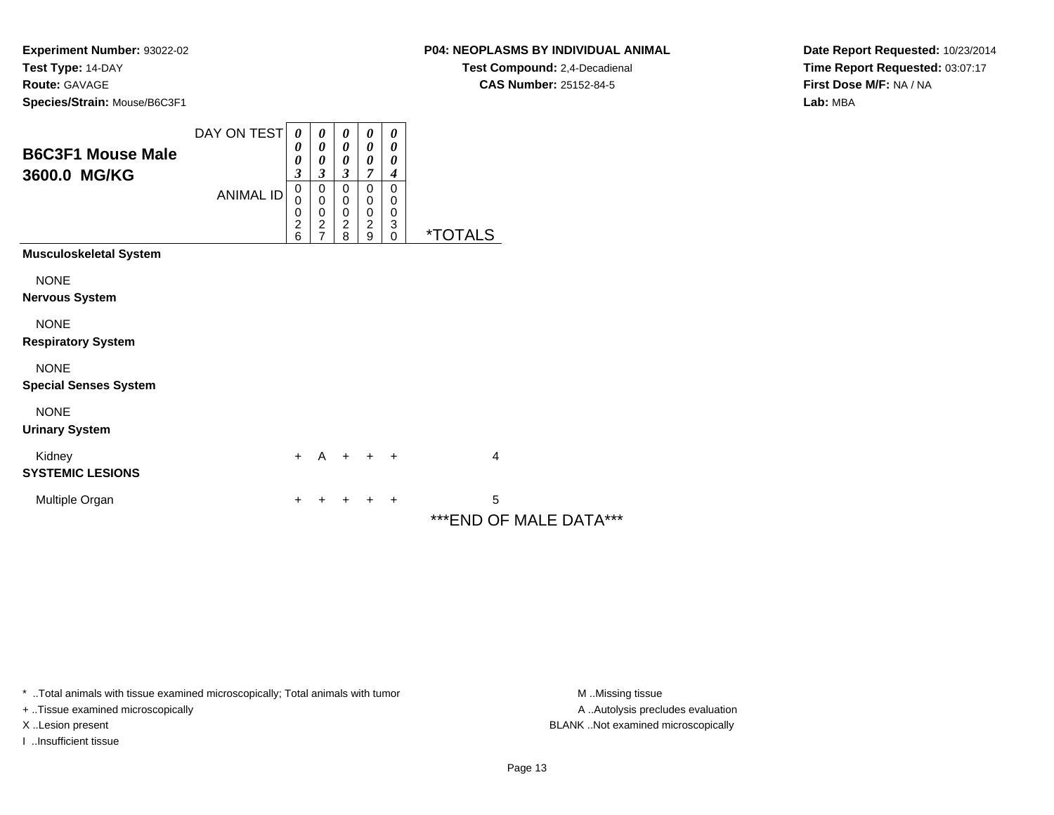**Experiment Number:** 93022-02
**Test Type:** 14-DAY
**Route:** GAVAGE
**Species/Strain:** Mouse/B6C3F1

**P04: NEOPLASMS BY INDIVIDUAL ANIMAL**
**Test Compound:** 2,4-Decadienal
**CAS Number:** 25152-84-5

**Date Report Requested:** 10/23/2014
**Time Report Requested:** 03:07:17
**First Dose M/F:** NA / NA
**Lab:** MBA

## B6C3F1 Mouse Male 3600.0 MG/KG

| | | | | | | |
|---|---|---|---|---|---|---|
| DAY ON TEST | 0003 | 0003 | 0003 | 0007 | 0004 | |
| ANIMAL ID | 00026 | 00027 | 00028 | 00029 | 00030 | *TOTALS |
| **Musculoskeletal System** | | | | | | |
| NONE | | | | | | |
| **Nervous System** | | | | | | |
| NONE | | | | | | |
| **Respiratory System** | | | | | | |
| NONE | | | | | | |
| **Special Senses System** | | | | | | |
| NONE | | | | | | |
| **Urinary System** | | | | | | |
| Kidney | + | A | + | + | + | 4 |
| **SYSTEMIC LESIONS** | | | | | | |
| Multiple Organ | + | + | + | + | + | 5 |

***END OF MALE DATA***

* ..Total animals with tissue examined microscopically; Total animals with tumor
+ ..Tissue examined microscopically
X ..Lesion present
I ..Insufficient tissue

M ..Missing tissue
A ..Autolysis precludes evaluation
BLANK ..Not examined microscopically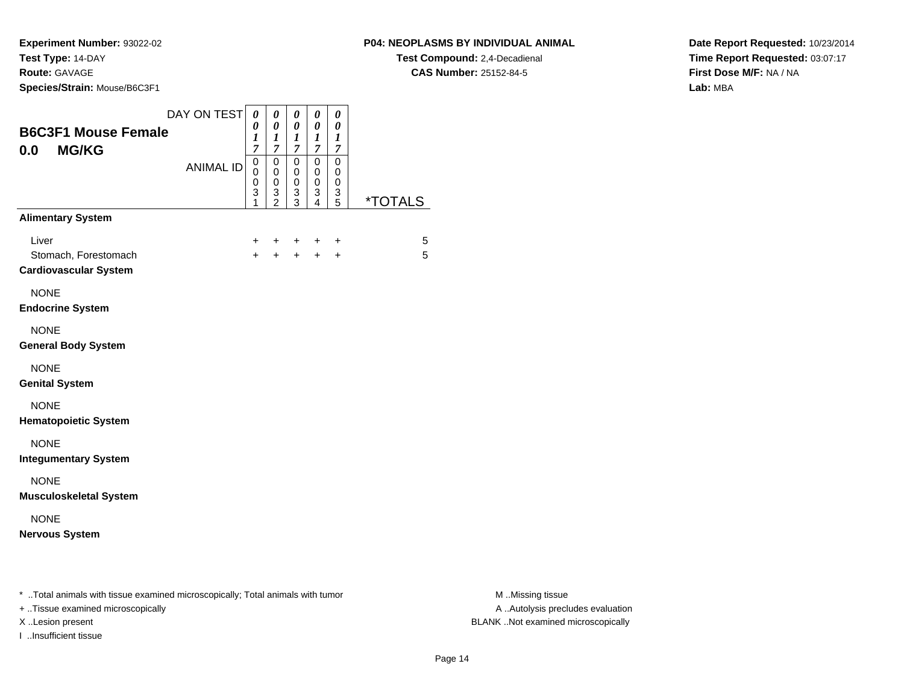**Experiment Number:** 93022-02
**Test Type:** 14-DAY
**Route:** GAVAGE
**Species/Strain:** Mouse/B6C3F1

**P04: NEOPLASMS BY INDIVIDUAL ANIMAL**
**Test Compound:** 2,4-Decadienal
**CAS Number:** 25152-84-5

**Date Report Requested:** 10/23/2014
**Time Report Requested:** 03:07:17
**First Dose M/F:** NA / NA
**Lab:** MBA

## B6C3F1 Mouse Female
## 0.0 MG/KG

| DAY ON TEST | 0017 | 0017 | 0017 | 0017 | 0017 | |
|---|---|---|---|---|---|---|
| ANIMAL ID | 00031 | 00032 | 00033 | 00034 | 00035 | *TOTALS |
| **Alimentary System** | | | | | | |
| Liver | + | + | + | + | + | 5 |
| Stomach, Forestomach | + | + | + | + | + | 5 |
| **Cardiovascular System** | | | | | | |
| NONE | | | | | | |
| **Endocrine System** | | | | | | |
| NONE | | | | | | |
| **General Body System** | | | | | | |
| NONE | | | | | | |
| **Genital System** | | | | | | |
| NONE | | | | | | |
| **Hematopoietic System** | | | | | | |
| NONE | | | | | | |
| **Integumentary System** | | | | | | |
| NONE | | | | | | |
| **Musculoskeletal System** | | | | | | |
| NONE | | | | | | |
| **Nervous System** | | | | | | |

* ..Total animals with tissue examined microscopically; Total animals with tumor
+ ..Tissue examined microscopically
X ..Lesion present
I ..Insufficient tissue

M ..Missing tissue
A ..Autolysis precludes evaluation
BLANK ..Not examined microscopically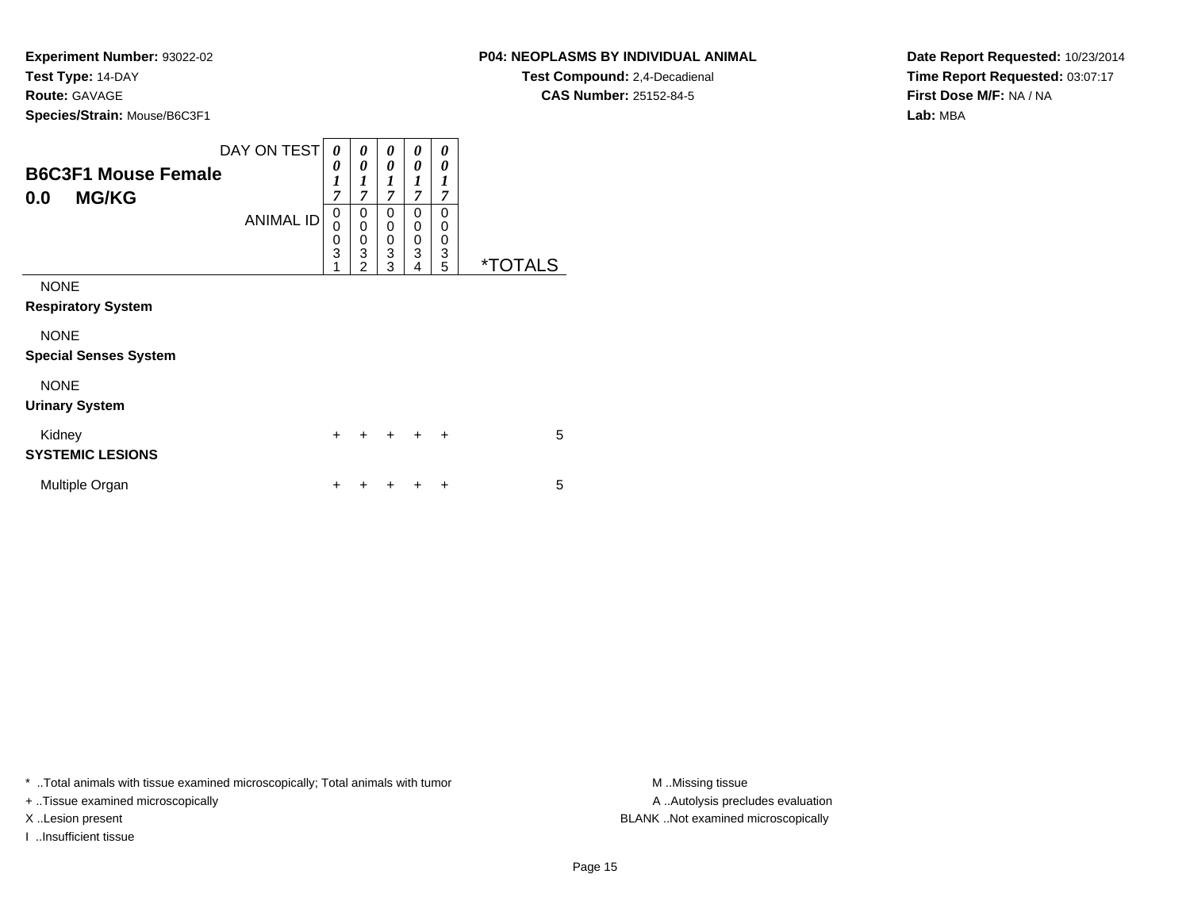**Experiment Number:** 93022-02
**Test Type:** 14-DAY
**Route:** GAVAGE
**Species/Strain:** Mouse/B6C3F1

**P04: NEOPLASMS BY INDIVIDUAL ANIMAL**
**Test Compound:** 2,4-Decadienal
**CAS Number:** 25152-84-5

**Date Report Requested:** 10/23/2014
**Time Report Requested:** 03:07:17
**First Dose M/F:** NA / NA
**Lab:** MBA

## B6C3F1 Mouse Female
## 0.0 MG/KG

| DAY ON TEST | 0017 | 0017 | 0017 | 0017 | 0017 | |
|---|---|---|---|---|---|---|
| ANIMAL ID | 00031 | 00032 | 00033 | 00034 | 00035 | *TOTALS |
| NONE | | | | | | |
| **Respiratory System** | | | | | | |
| NONE | | | | | | |
| **Special Senses System** | | | | | | |
| NONE | | | | | | |
| **Urinary System** | | | | | | |
| Kidney | + | + | + | + | + | 5 |
| **SYSTEMIC LESIONS** | | | | | | |
| Multiple Organ | + | + | + | + | + | 5 |

* ..Total animals with tissue examined microscopically; Total animals with tumor
+ ..Tissue examined microscopically
X ..Lesion present
I ..Insufficient tissue

M ..Missing tissue
A ..Autolysis precludes evaluation
BLANK ..Not examined microscopically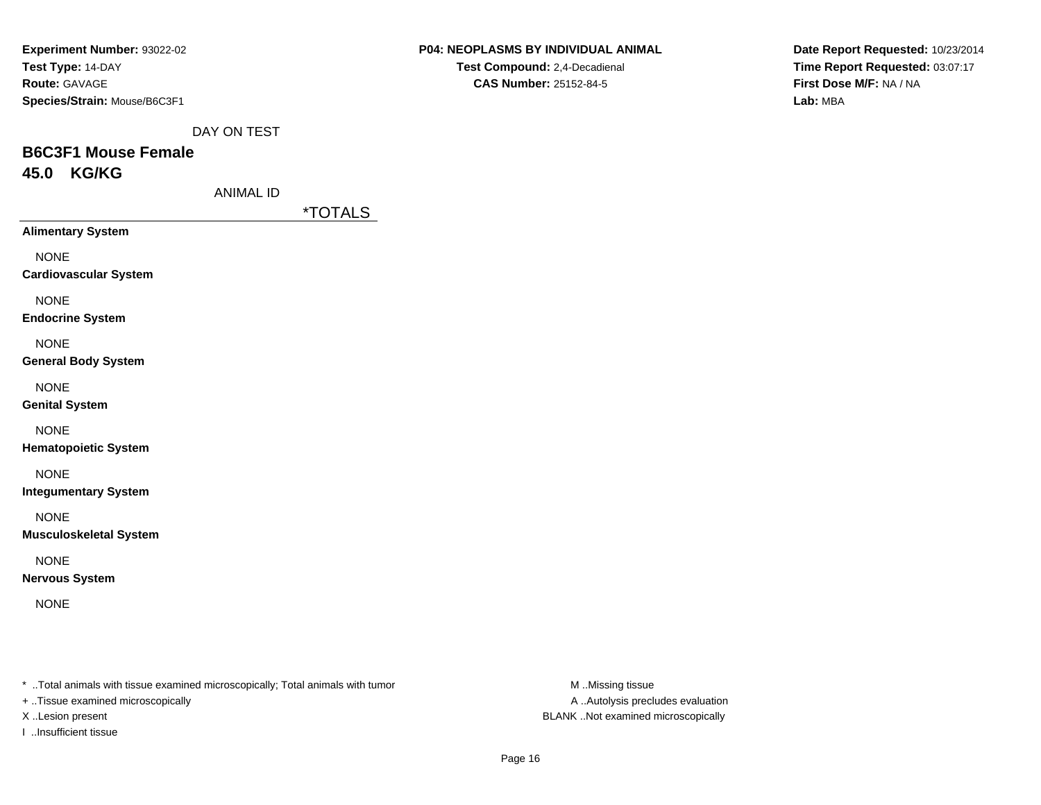**Experiment Number:** 93022-02
**Test Type:** 14-DAY
**Route:** GAVAGE
**Species/Strain:** Mouse/B6C3F1

**P04: NEOPLASMS BY INDIVIDUAL ANIMAL**
**Test Compound:** 2,4-Decadienal
**CAS Number:** 25152-84-5

**Date Report Requested:** 10/23/2014
**Time Report Requested:** 03:07:17
**First Dose M/F:** NA / NA
**Lab:** MBA

DAY ON TEST

## B6C3F1 Mouse Female
## 45.0 KG/KG

ANIMAL ID

| | *TOTALS |
|---|---|
| **Alimentary System** | |
| NONE | |
| **Cardiovascular System** | |
| NONE | |
| **Endocrine System** | |
| NONE | |
| **General Body System** | |
| NONE | |
| **Genital System** | |
| NONE | |
| **Hematopoietic System** | |
| NONE | |
| **Integumentary System** | |
| NONE | |
| **Musculoskeletal System** | |
| NONE | |
| **Nervous System** | |
| NONE | |

* ..Total animals with tissue examined microscopically; Total animals with tumor
+ ..Tissue examined microscopically
X ..Lesion present
I ..Insufficient tissue

M ..Missing tissue
A ..Autolysis precludes evaluation
BLANK ..Not examined microscopically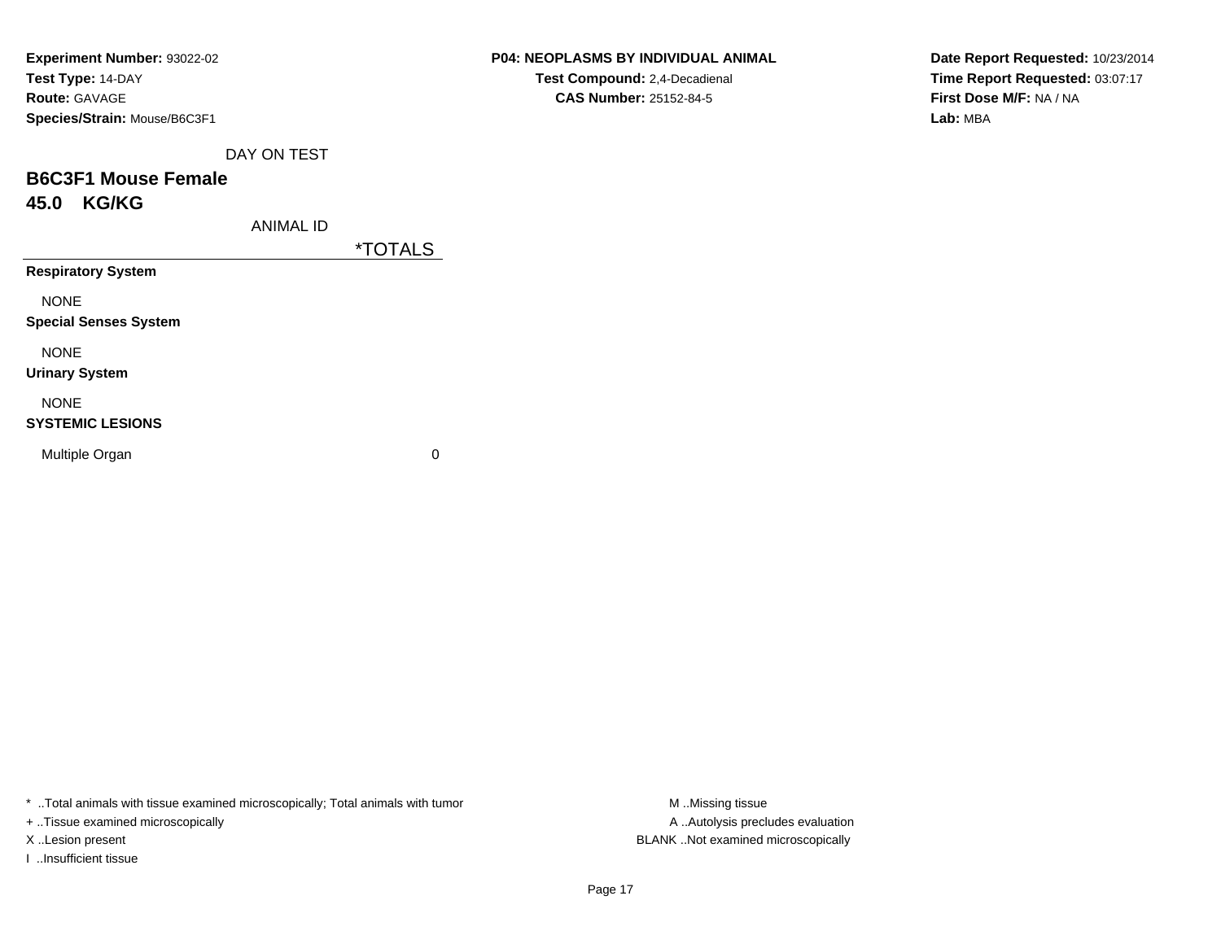**Experiment Number:** 93022-02
**Test Type:** 14-DAY
**Route:** GAVAGE
**Species/Strain:** Mouse/B6C3F1

**P04: NEOPLASMS BY INDIVIDUAL ANIMAL**
**Test Compound:** 2,4-Decadienal
**CAS Number:** 25152-84-5

**Date Report Requested:** 10/23/2014
**Time Report Requested:** 03:07:17
**First Dose M/F:** NA / NA
**Lab:** MBA

DAY ON TEST

## B6C3F1 Mouse Female
## 45.0 KG/KG

| ANIMAL ID | *TOTALS |
|---|---|
| **Respiratory System** | |
| NONE | |
| **Special Senses System** | |
| NONE | |
| **Urinary System** | |
| NONE | |
| **SYSTEMIC LESIONS** | |
| Multiple Organ | 0 |

* ..Total animals with tissue examined microscopically; Total animals with tumor
+ ..Tissue examined microscopically
X ..Lesion present
I ..Insufficient tissue

M ..Missing tissue
A ..Autolysis precludes evaluation
BLANK ..Not examined microscopically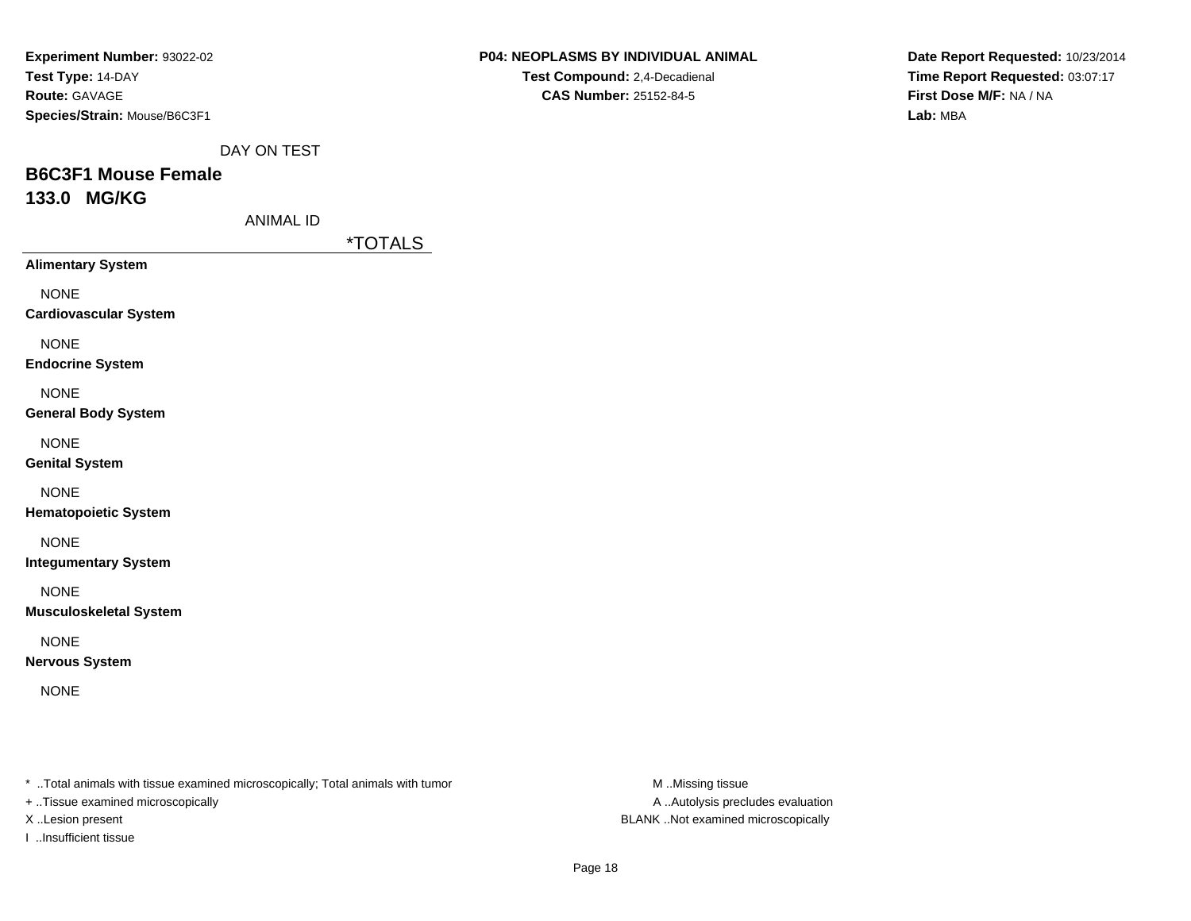**Experiment Number:** 93022-02
**Test Type:** 14-DAY
**Route:** GAVAGE
**Species/Strain:** Mouse/B6C3F1

**P04: NEOPLASMS BY INDIVIDUAL ANIMAL**
**Test Compound:** 2,4-Decadienal
**CAS Number:** 25152-84-5

**Date Report Requested:** 10/23/2014
**Time Report Requested:** 03:07:17
**First Dose M/F:** NA / NA
**Lab:** MBA

DAY ON TEST

## B6C3F1 Mouse Female
## 133.0 MG/KG

ANIMAL ID

| | *TOTALS |
|---|---|
| **Alimentary System** | |
| NONE | |
| **Cardiovascular System** | |
| NONE | |
| **Endocrine System** | |
| NONE | |
| **General Body System** | |
| NONE | |
| **Genital System** | |
| NONE | |
| **Hematopoietic System** | |
| NONE | |
| **Integumentary System** | |
| NONE | |
| **Musculoskeletal System** | |
| NONE | |
| **Nervous System** | |
| NONE | |

* ..Total animals with tissue examined microscopically; Total animals with tumor
+ ..Tissue examined microscopically
X ..Lesion present
I ..Insufficient tissue

M ..Missing tissue
A ..Autolysis precludes evaluation
BLANK ..Not examined microscopically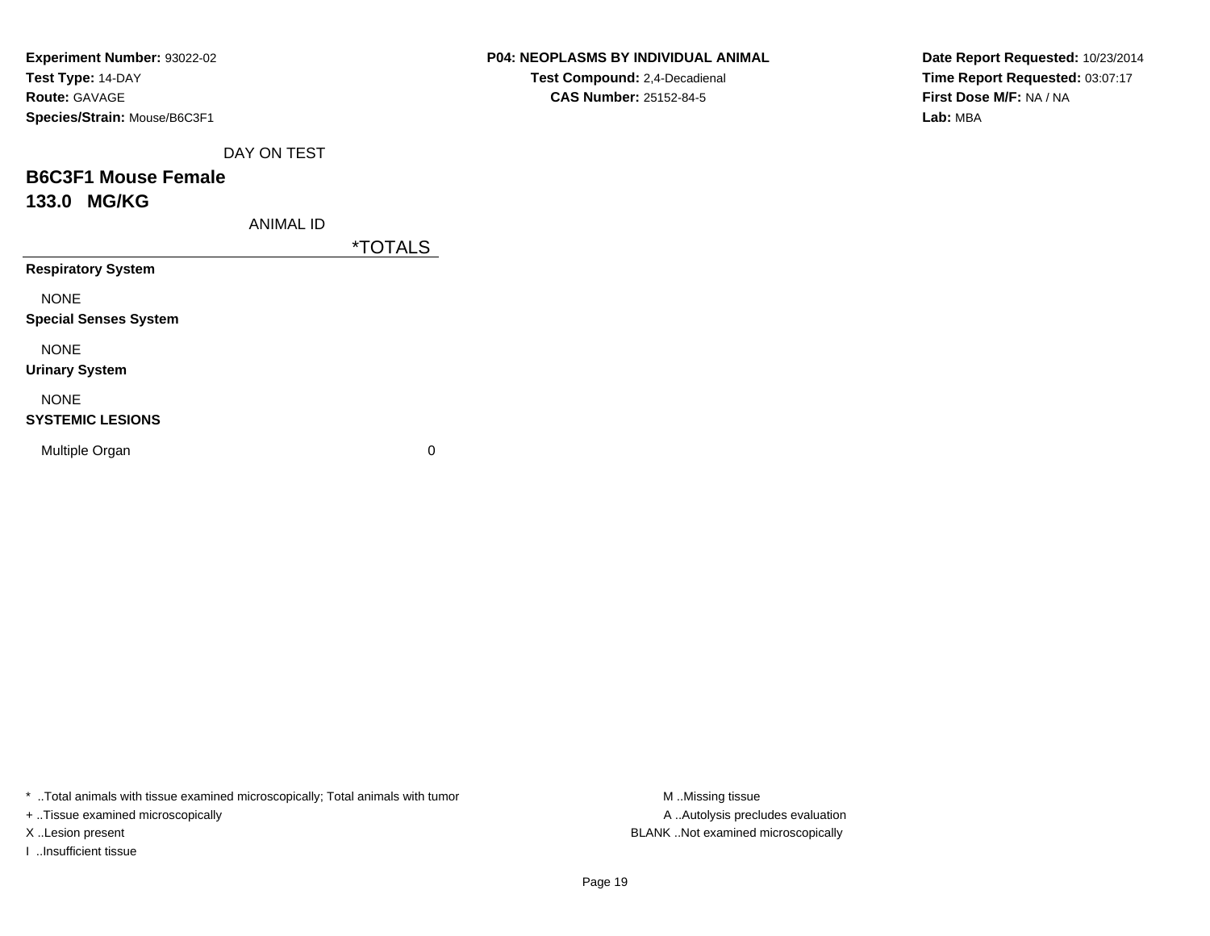**Experiment Number:** 93022-02
**Test Type:** 14-DAY
**Route:** GAVAGE
**Species/Strain:** Mouse/B6C3F1

**P04: NEOPLASMS BY INDIVIDUAL ANIMAL**
**Test Compound:** 2,4-Decadienal
**CAS Number:** 25152-84-5

**Date Report Requested:** 10/23/2014
**Time Report Requested:** 03:07:17
**First Dose M/F:** NA / NA
**Lab:** MBA

DAY ON TEST

## B6C3F1 Mouse Female
## 133.0 MG/KG

| ANIMAL ID | *TOTALS |
|---|---|
| **Respiratory System** | |
| NONE | |
| **Special Senses System** | |
| NONE | |
| **Urinary System** | |
| NONE | |
| **SYSTEMIC LESIONS** | |
| Multiple Organ | 0 |

* ..Total animals with tissue examined microscopically; Total animals with tumor
+ ..Tissue examined microscopically
X ..Lesion present
I ..Insufficient tissue

M ..Missing tissue
A ..Autolysis precludes evaluation
BLANK ..Not examined microscopically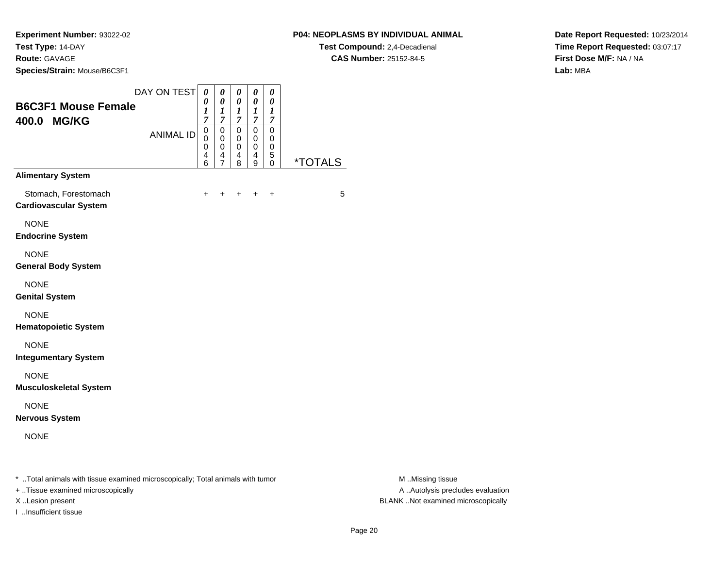**Experiment Number:** 93022-02
**Test Type:** 14-DAY
**Route:** GAVAGE
**Species/Strain:** Mouse/B6C3F1

**P04: NEOPLASMS BY INDIVIDUAL ANIMAL**
**Test Compound:** 2,4-Decadienal
**CAS Number:** 25152-84-5

**Date Report Requested:** 10/23/2014
**Time Report Requested:** 03:07:17
**First Dose M/F:** NA / NA
**Lab:** MBA

## B6C3F1 Mouse Female 400.0 MG/KG

| DAY ON TEST | 0017 | 0017 | 0017 | 0017 | 0017 | |
|---|---|---|---|---|---|---|
| ANIMAL ID | 00046 | 00047 | 00048 | 00049 | 00050 | *TOTALS |
| **Alimentary System** | | | | | | |
| Stomach, Forestomach | + | + | + | + | + | 5 |
| **Cardiovascular System** | | | | | | |
| NONE | | | | | | |
| **Endocrine System** | | | | | | |
| NONE | | | | | | |
| **General Body System** | | | | | | |
| NONE | | | | | | |
| **Genital System** | | | | | | |
| NONE | | | | | | |
| **Hematopoietic System** | | | | | | |
| NONE | | | | | | |
| **Integumentary System** | | | | | | |
| NONE | | | | | | |
| **Musculoskeletal System** | | | | | | |
| NONE | | | | | | |
| **Nervous System** | | | | | | |
| NONE | | | | | | |

* ..Total animals with tissue examined microscopically; Total animals with tumor
+ ..Tissue examined microscopically
X ..Lesion present
I ..Insufficient tissue

M ..Missing tissue
A ..Autolysis precludes evaluation
BLANK ..Not examined microscopically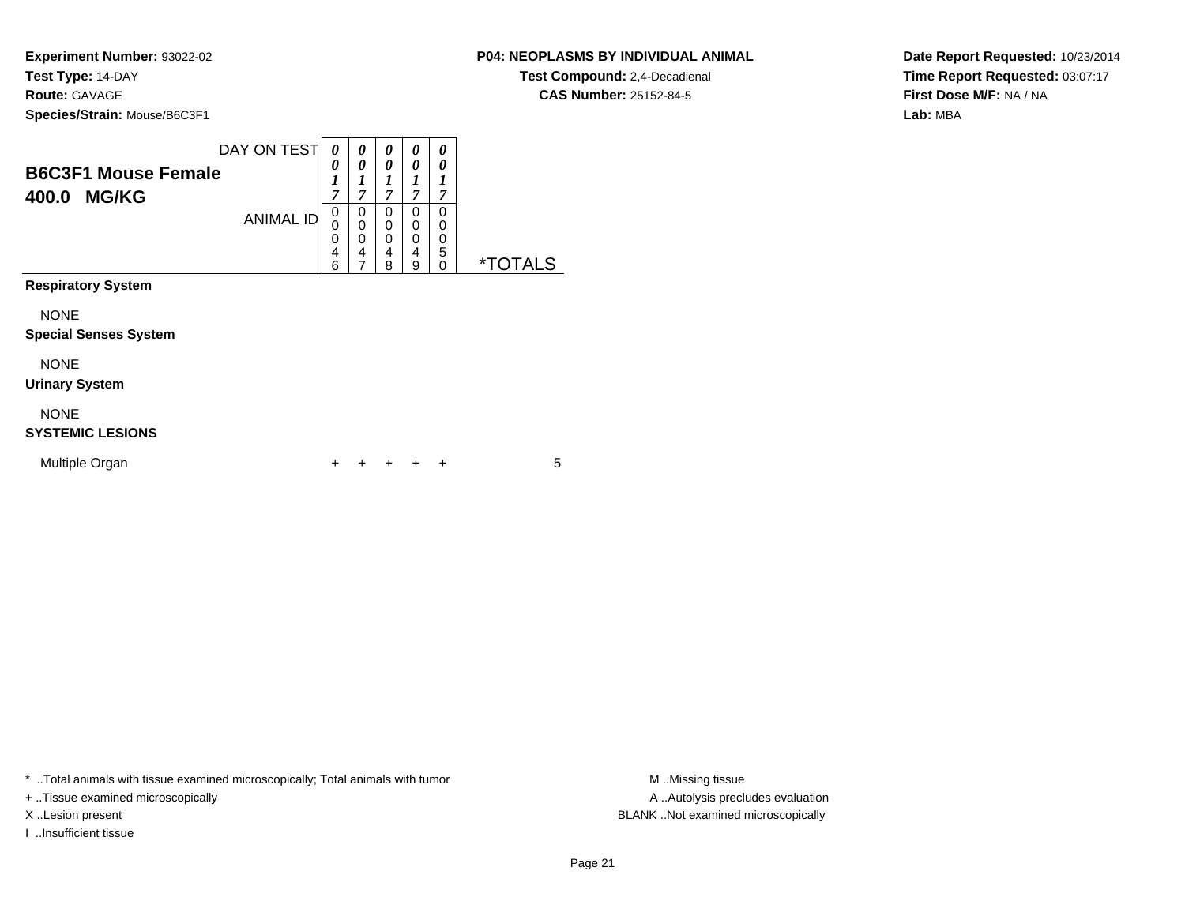**Experiment Number:** 93022-02
**Test Type:** 14-DAY
**Route:** GAVAGE
**Species/Strain:** Mouse/B6C3F1

**P04: NEOPLASMS BY INDIVIDUAL ANIMAL**
**Test Compound:** 2,4-Decadienal
**CAS Number:** 25152-84-5

**Date Report Requested:** 10/23/2014
**Time Report Requested:** 03:07:17
**First Dose M/F:** NA / NA
**Lab:** MBA

**B6C3F1 Mouse Female**
**400.0 MG/KG**

| DAY ON TEST | 0017 | 0017 | 0017 | 0017 | 0017 | |
|---|---|---|---|---|---|---|
| ANIMAL ID | 00046 | 00047 | 00048 | 00049 | 00050 | *TOTALS |
| **Respiratory System** | | | | | | |
| NONE | | | | | | |
| **Special Senses System** | | | | | | |
| NONE | | | | | | |
| **Urinary System** | | | | | | |
| NONE | | | | | | |
| **SYSTEMIC LESIONS** | | | | | | |
| Multiple Organ | + | + | + | + | + | 5 |

* ..Total animals with tissue examined microscopically; Total animals with tumor
+ ..Tissue examined microscopically
X ..Lesion present
I ..Insufficient tissue

M ..Missing tissue
A ..Autolysis precludes evaluation
BLANK ..Not examined microscopically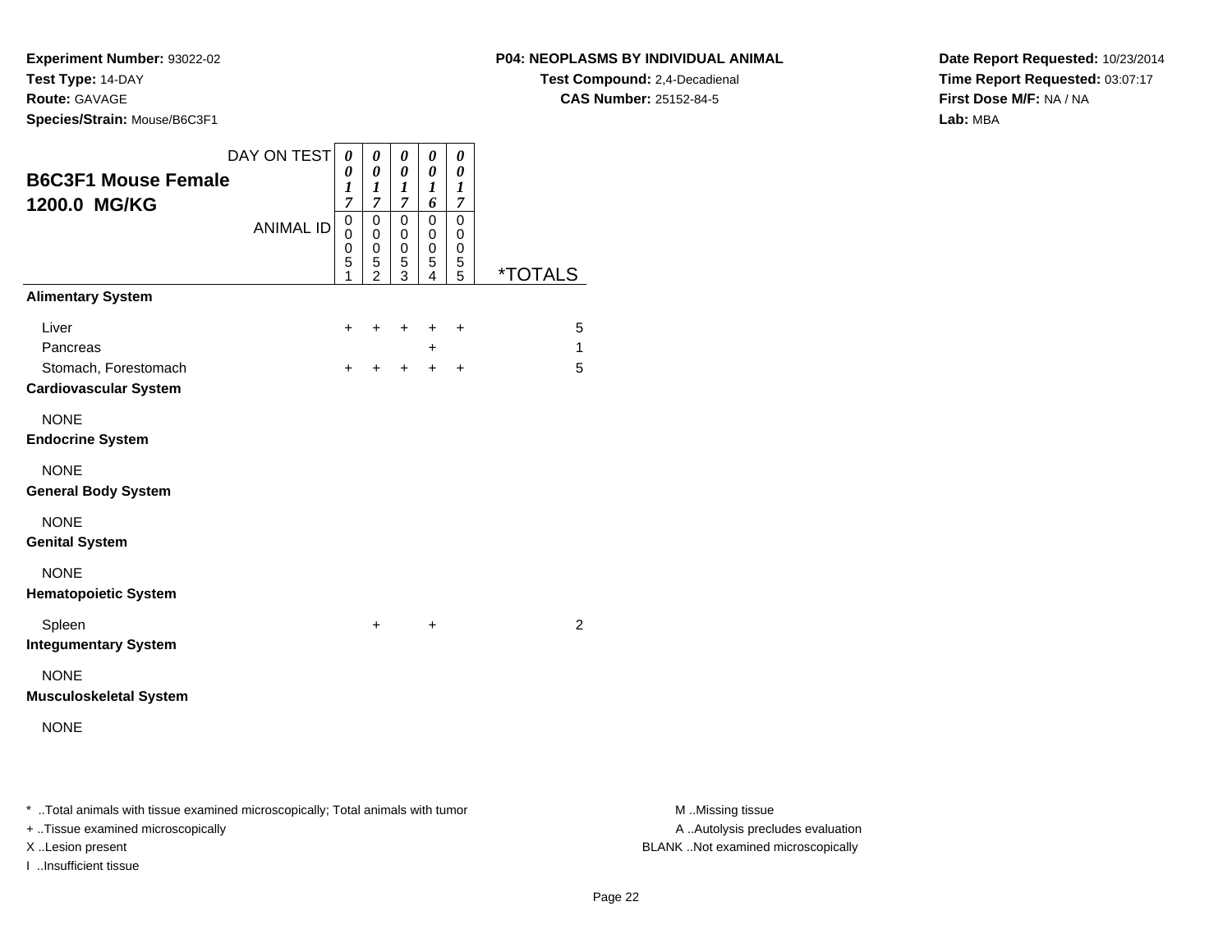**Experiment Number:** 93022-02
**Test Type:** 14-DAY
**Route:** GAVAGE
**Species/Strain:** Mouse/B6C3F1

**P04: NEOPLASMS BY INDIVIDUAL ANIMAL**
**Test Compound:** 2,4-Decadienal
**CAS Number:** 25152-84-5

**Date Report Requested:** 10/23/2014
**Time Report Requested:** 03:07:17
**First Dose M/F:** NA / NA
**Lab:** MBA

## B6C3F1 Mouse Female 1200.0 MG/KG

| DAY ON TEST | 0017 | 0017 | 0017 | 0016 | 0017 | |
|---|---|---|---|---|---|---|
| ANIMAL ID | 00051 | 00052 | 00053 | 00054 | 00055 | *TOTALS |
| **Alimentary System** | | | | | | |
| Liver | + | + | + | + | + | 5 |
| Pancreas | | | | + | | 1 |
| Stomach, Forestomach | + | + | + | + | + | 5 |
| **Cardiovascular System** | | | | | | |
| NONE | | | | | | |
| **Endocrine System** | | | | | | |
| NONE | | | | | | |
| **General Body System** | | | | | | |
| NONE | | | | | | |
| **Genital System** | | | | | | |
| NONE | | | | | | |
| **Hematopoietic System** | | | | | | |
| Spleen | | + | | + | | 2 |
| **Integumentary System** | | | | | | |
| NONE | | | | | | |
| **Musculoskeletal System** | | | | | | |
| NONE | | | | | | |

* ..Total animals with tissue examined microscopically; Total animals with tumor
+ ..Tissue examined microscopically
X ..Lesion present
I ..Insufficient tissue

M ..Missing tissue
A ..Autolysis precludes evaluation
BLANK ..Not examined microscopically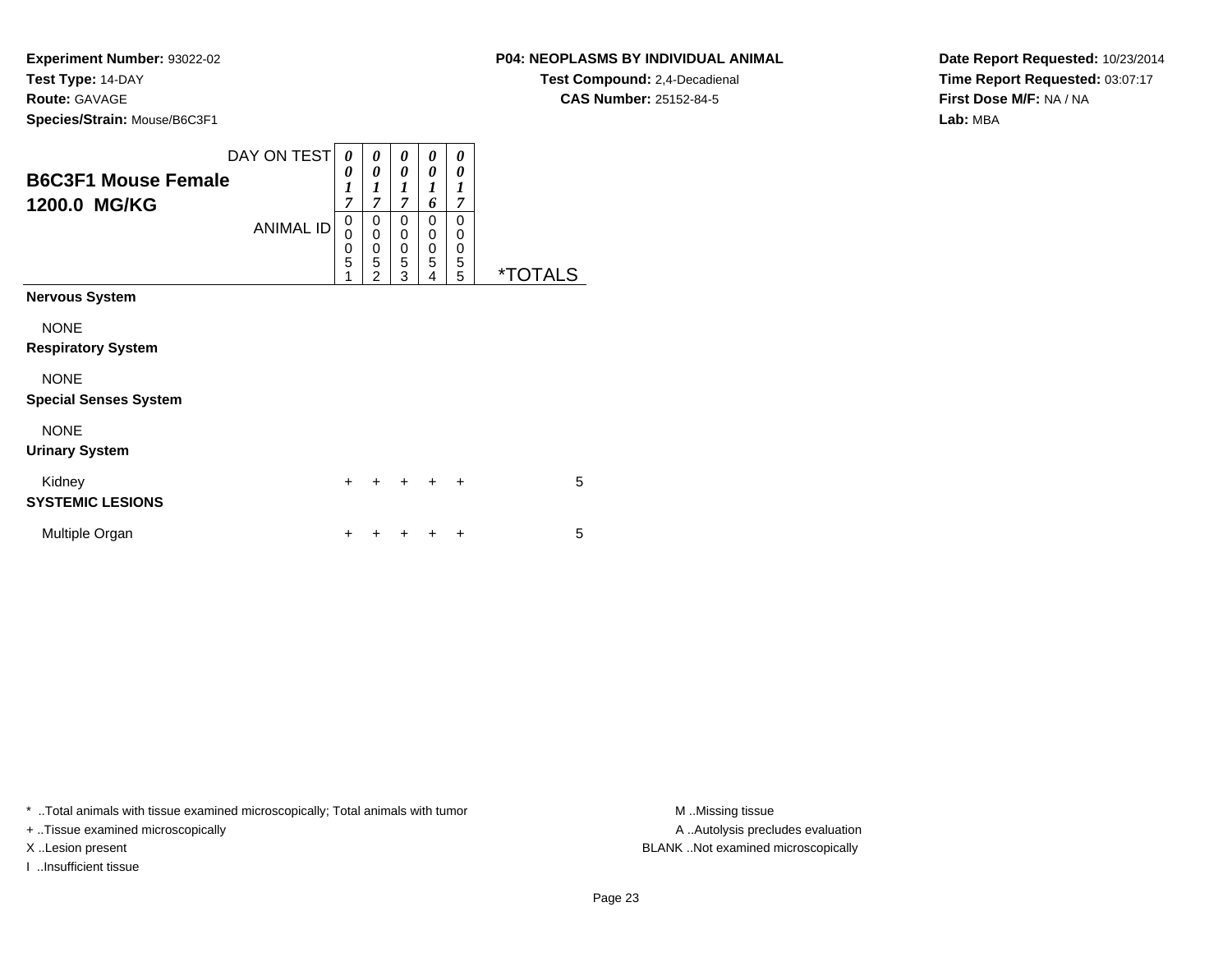**Experiment Number:** 93022-02
**Test Type:** 14-DAY
**Route:** GAVAGE
**Species/Strain:** Mouse/B6C3F1

**P04: NEOPLASMS BY INDIVIDUAL ANIMAL**
**Test Compound:** 2,4-Decadienal
**CAS Number:** 25152-84-5

**Date Report Requested:** 10/23/2014
**Time Report Requested:** 03:07:17
**First Dose M/F:** NA / NA
**Lab:** MBA

## B6C3F1 Mouse Female
## 1200.0 MG/KG

| DAY ON TEST | 0017 | 0017 | 0017 | 0016 | 0017 | |
|---|---|---|---|---|---|---|
| ANIMAL ID | 00051 | 00052 | 00053 | 00054 | 00055 | *TOTALS |
| **Nervous System** | | | | | | |
| NONE | | | | | | |
| **Respiratory System** | | | | | | |
| NONE | | | | | | |
| **Special Senses System** | | | | | | |
| NONE | | | | | | |
| **Urinary System** | | | | | | |
| Kidney | + | + | + | + | + | 5 |
| **SYSTEMIC LESIONS** | | | | | | |
| Multiple Organ | + | + | + | + | + | 5 |

* ..Total animals with tissue examined microscopically; Total animals with tumor
+ ..Tissue examined microscopically
X ..Lesion present
I ..Insufficient tissue

M ..Missing tissue
A ..Autolysis precludes evaluation
BLANK ..Not examined microscopically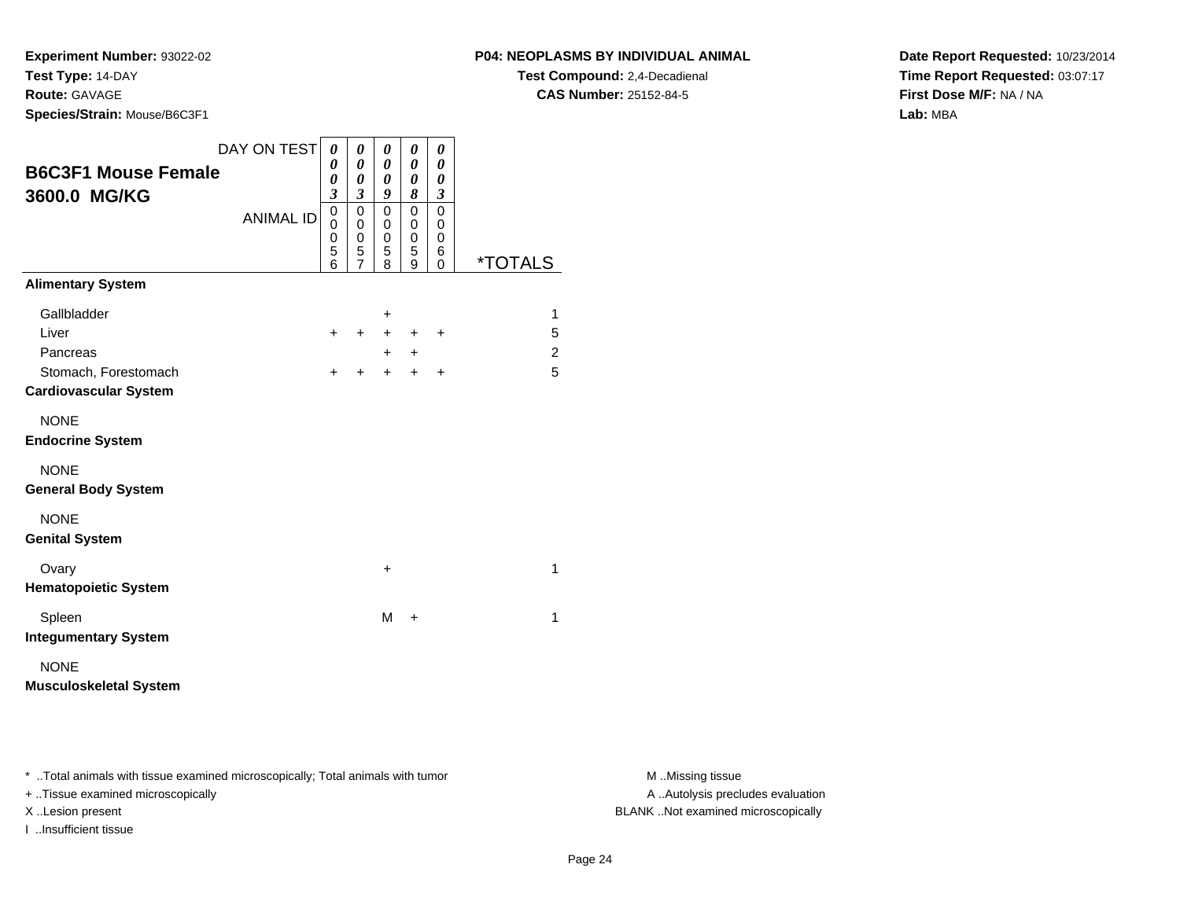**Experiment Number:** 93022-02
**Test Type:** 14-DAY
**Route:** GAVAGE
**Species/Strain:** Mouse/B6C3F1

**P04: NEOPLASMS BY INDIVIDUAL ANIMAL**
**Test Compound:** 2,4-Decadienal
**CAS Number:** 25152-84-5

**Date Report Requested:** 10/23/2014
**Time Report Requested:** 03:07:17
**First Dose M/F:** NA / NA
**Lab:** MBA

| **B6C3F1 Mouse Female 3600.0 MG/KG** | | | | | | |
|---|---|---|---|---|---|---|
| DAY ON TEST | 0003 | 0003 | 0009 | 0008 | 0003 | |
| ANIMAL ID | 00056 | 00057 | 00058 | 00059 | 00060 | *TOTALS |
| **Alimentary System** | | | | | | |
| Gallbladder | | | + | | | 1 |
| Liver | + | + | + | + | + | 5 |
| Pancreas | | | + | + | | 2 |
| Stomach, Forestomach | + | + | + | + | + | 5 |
| **Cardiovascular System** | | | | | | |
| NONE | | | | | | |
| **Endocrine System** | | | | | | |
| NONE | | | | | | |
| **General Body System** | | | | | | |
| NONE | | | | | | |
| **Genital System** | | | | | | |
| Ovary | | | + | | | 1 |
| **Hematopoietic System** | | | | | | |
| Spleen | | | M | + | | 1 |
| **Integumentary System** | | | | | | |
| NONE | | | | | | |
| **Musculoskeletal System** | | | | | | |

* ..Total animals with tissue examined microscopically; Total animals with tumor
+ ..Tissue examined microscopically
X ..Lesion present
I ..Insufficient tissue

M ..Missing tissue
A ..Autolysis precludes evaluation
BLANK ..Not examined microscopically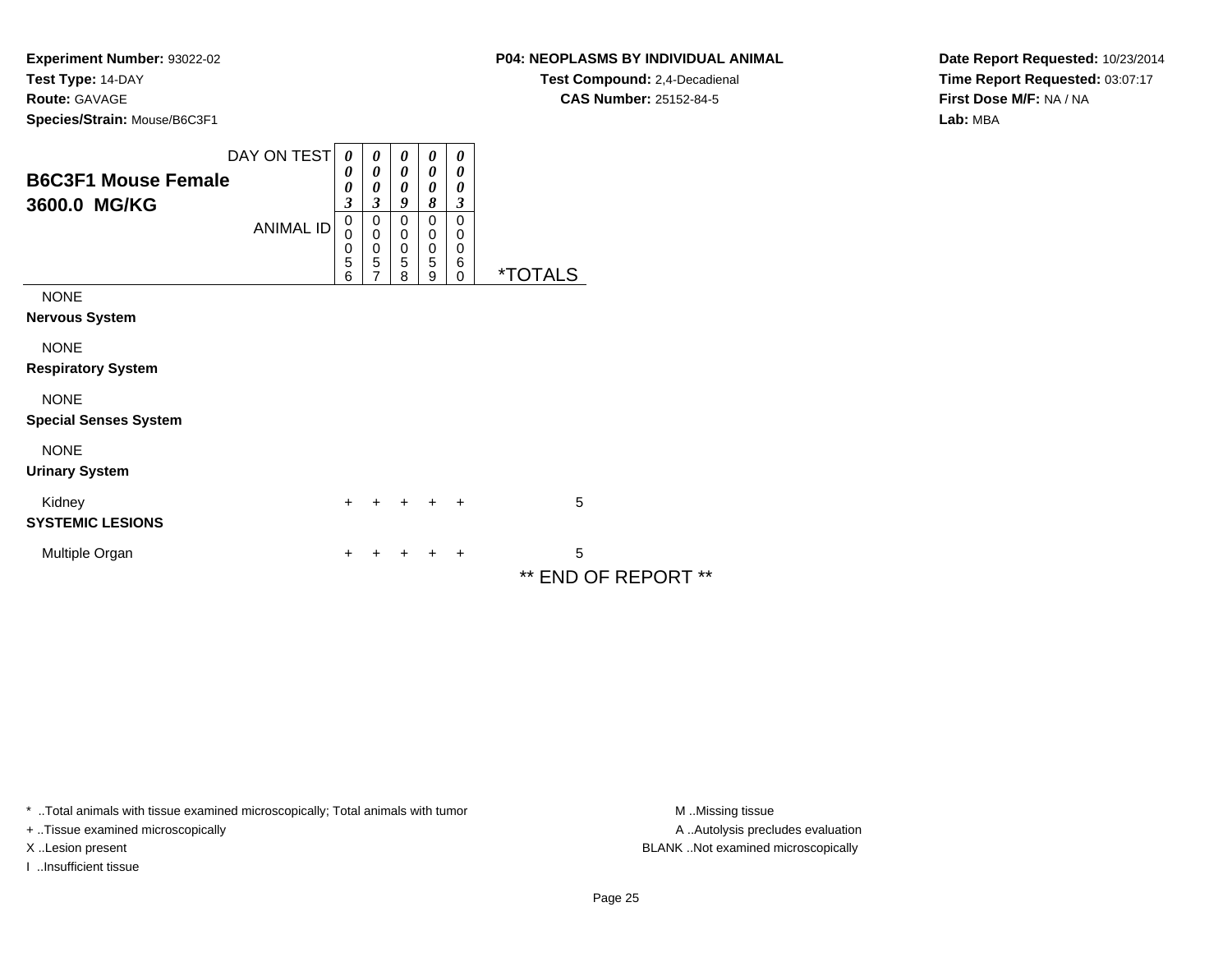**Experiment Number:** 93022-02
**Test Type:** 14-DAY
**Route:** GAVAGE
**Species/Strain:** Mouse/B6C3F1

**P04: NEOPLASMS BY INDIVIDUAL ANIMAL**
**Test Compound:** 2,4-Decadienal
**CAS Number:** 25152-84-5

**Date Report Requested:** 10/23/2014
**Time Report Requested:** 03:07:17
**First Dose M/F:** NA / NA
**Lab:** MBA

## B6C3F1 Mouse Female
## 3600.0 MG/KG

| DAY ON TEST | 0003 | 0003 | 0009 | 0008 | 0003 | |
|---|---|---|---|---|---|---|
| **ANIMAL ID** | 00056 | 00057 | 00058 | 00059 | 00060 | ***TOTALS** |
| NONE | | | | | | |
| **Nervous System** | | | | | | |
| NONE | | | | | | |
| **Respiratory System** | | | | | | |
| NONE | | | | | | |
| **Special Senses System** | | | | | | |
| NONE | | | | | | |
| **Urinary System** | | | | | | |
| Kidney | + | + | + | + | + | 5 |
| **SYSTEMIC LESIONS** | | | | | | |
| Multiple Organ | + | + | + | + | + | 5 |

** END OF REPORT **

* ..Total animals with tissue examined microscopically; Total animals with tumor
+ ..Tissue examined microscopically
X ..Lesion present
I ..Insufficient tissue

M ..Missing tissue
A ..Autolysis precludes evaluation
BLANK ..Not examined microscopically